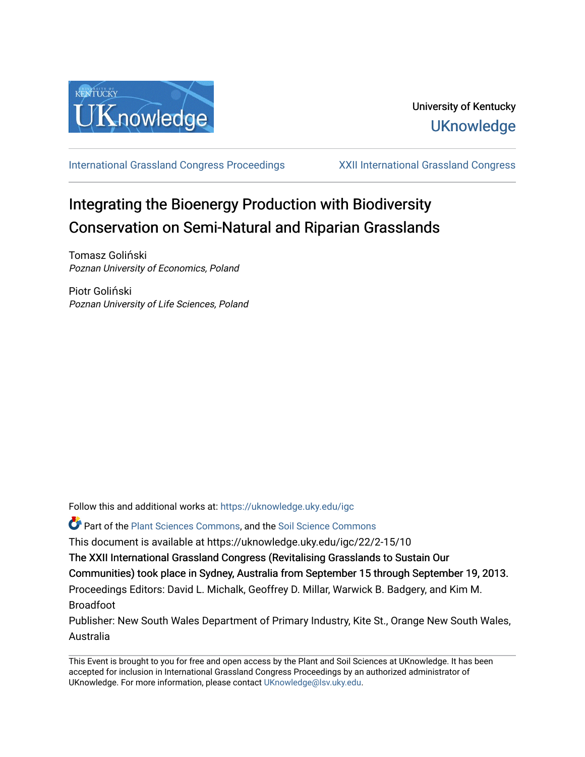University of Kentucky

UKnowledge

International Grassland Congress Proceedings | XXII International Grassland Congress

# Integrating the Bioenergy Production with Biodiversity Conservation on Semi-Natural and Riparian Grasslands

Tomasz Goliński
*Poznan University of Economics, Poland*

Piotr Goliński
*Poznan University of Life Sciences, Poland*

Follow this and additional works at: https://uknowledge.uky.edu/igc

Part of the Plant Sciences Commons, and the Soil Science Commons

This document is available at https://uknowledge.uky.edu/igc/22/2-15/10

The XXII International Grassland Congress (Revitalising Grasslands to Sustain Our Communities) took place in Sydney, Australia from September 15 through September 19, 2013.

Proceedings Editors: David L. Michalk, Geoffrey D. Millar, Warwick B. Badgery, and Kim M. Broadfoot

Publisher: New South Wales Department of Primary Industry, Kite St., Orange New South Wales, Australia

This Event is brought to you for free and open access by the Plant and Soil Sciences at UKnowledge. It has been accepted for inclusion in International Grassland Congress Proceedings by an authorized administrator of UKnowledge. For more information, please contact UKnowledge@lsv.uky.edu.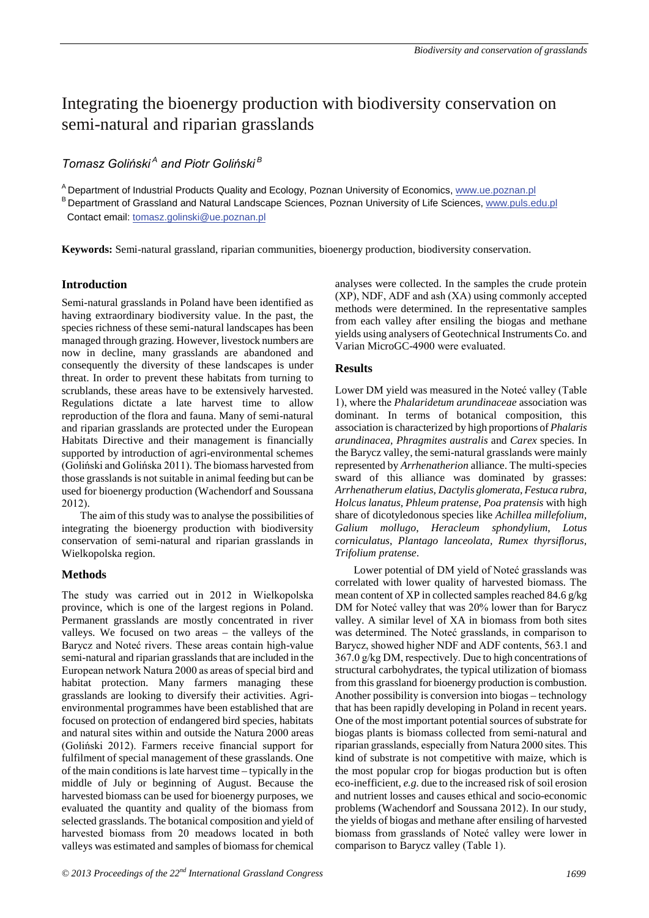# Integrating the bioenergy production with biodiversity conservation on semi-natural and riparian grasslands

*Tomasz Goliński*[A] *and Piotr Goliński*[B]

[A] Department of Industrial Products Quality and Ecology, Poznan University of Economics, www.ue.poznan.pl

[B] Department of Grassland and Natural Landscape Sciences, Poznan University of Life Sciences, www.puls.edu.pl

Contact email: tomasz.golinski@ue.poznan.pl

**Keywords:** Semi-natural grassland, riparian communities, bioenergy production, biodiversity conservation.

## Introduction

Semi-natural grasslands in Poland have been identified as having extraordinary biodiversity value. In the past, the species richness of these semi-natural landscapes has been managed through grazing. However, livestock numbers are now in decline, many grasslands are abandoned and consequently the diversity of these landscapes is under threat. In order to prevent these habitats from turning to scrublands, these areas have to be extensively harvested. Regulations dictate a late harvest time to allow reproduction of the flora and fauna. Many of semi-natural and riparian grasslands are protected under the European Habitats Directive and their management is financially supported by introduction of agri-environmental schemes (Goliński and Golińska 2011). The biomass harvested from those grasslands is not suitable in animal feeding but can be used for bioenergy production (Wachendorf and Soussana 2012).

The aim of this study was to analyse the possibilities of integrating the bioenergy production with biodiversity conservation of semi-natural and riparian grasslands in Wielkopolska region.

## Methods

The study was carried out in 2012 in Wielkopolska province, which is one of the largest regions in Poland. Permanent grasslands are mostly concentrated in river valleys. We focused on two areas – the valleys of the Barycz and Noteć rivers. These areas contain high-value semi-natural and riparian grasslands that are included in the European network Natura 2000 as areas of special bird and habitat protection. Many farmers managing these grasslands are looking to diversify their activities. Agri-environmental programmes have been established that are focused on protection of endangered bird species, habitats and natural sites within and outside the Natura 2000 areas (Goliński 2012). Farmers receive financial support for fulfilment of special management of these grasslands. One of the main conditions is late harvest time – typically in the middle of July or beginning of August. Because the harvested biomass can be used for bioenergy purposes, we evaluated the quantity and quality of the biomass from selected grasslands. The botanical composition and yield of harvested biomass from 20 meadows located in both valleys was estimated and samples of biomass for chemical analyses were collected. In the samples the crude protein (XP), NDF, ADF and ash (XA) using commonly accepted methods were determined. In the representative samples from each valley after ensiling the biogas and methane yields using analysers of Geotechnical Instruments Co. and Varian MicroGC-4900 were evaluated.

## Results

Lower DM yield was measured in the Noteć valley (Table 1), where the *Phalaridetum arundinaceae* association was dominant. In terms of botanical composition, this association is characterized by high proportions of *Phalaris arundinacea, Phragmites australis* and *Carex* species. In the Barycz valley, the semi-natural grasslands were mainly represented by *Arrhenatherion* alliance. The multi-species sward of this alliance was dominated by grasses: *Arrhenatherum elatius, Dactylis glomerata, Festuca rubra, Holcus lanatus, Phleum pratense, Poa pratensis* with high share of dicotyledonous species like *Achillea millefolium, Galium mollugo, Heracleum sphondylium, Lotus corniculatus, Plantago lanceolata, Rumex thyrsiflorus, Trifolium pratense*.

Lower potential of DM yield of Noteć grasslands was correlated with lower quality of harvested biomass. The mean content of XP in collected samples reached 84.6 g/kg DM for Noteć valley that was 20% lower than for Barycz valley. A similar level of XA in biomass from both sites was determined. The Noteć grasslands, in comparison to Barycz, showed higher NDF and ADF contents, 563.1 and 367.0 g/kg DM, respectively. Due to high concentrations of structural carbohydrates, the typical utilization of biomass from this grassland for bioenergy production is combustion. Another possibility is conversion into biogas – technology that has been rapidly developing in Poland in recent years. One of the most important potential sources of substrate for biogas plants is biomass collected from semi-natural and riparian grasslands, especially from Natura 2000 sites. This kind of substrate is not competitive with maize, which is the most popular crop for biogas production but is often eco-inefficient, *e.g.* due to the increased risk of soil erosion and nutrient losses and causes ethical and socio-economic problems (Wachendorf and Soussana 2012). In our study, the yields of biogas and methane after ensiling of harvested biomass from grasslands of Noteć valley were lower in comparison to Barycz valley (Table 1).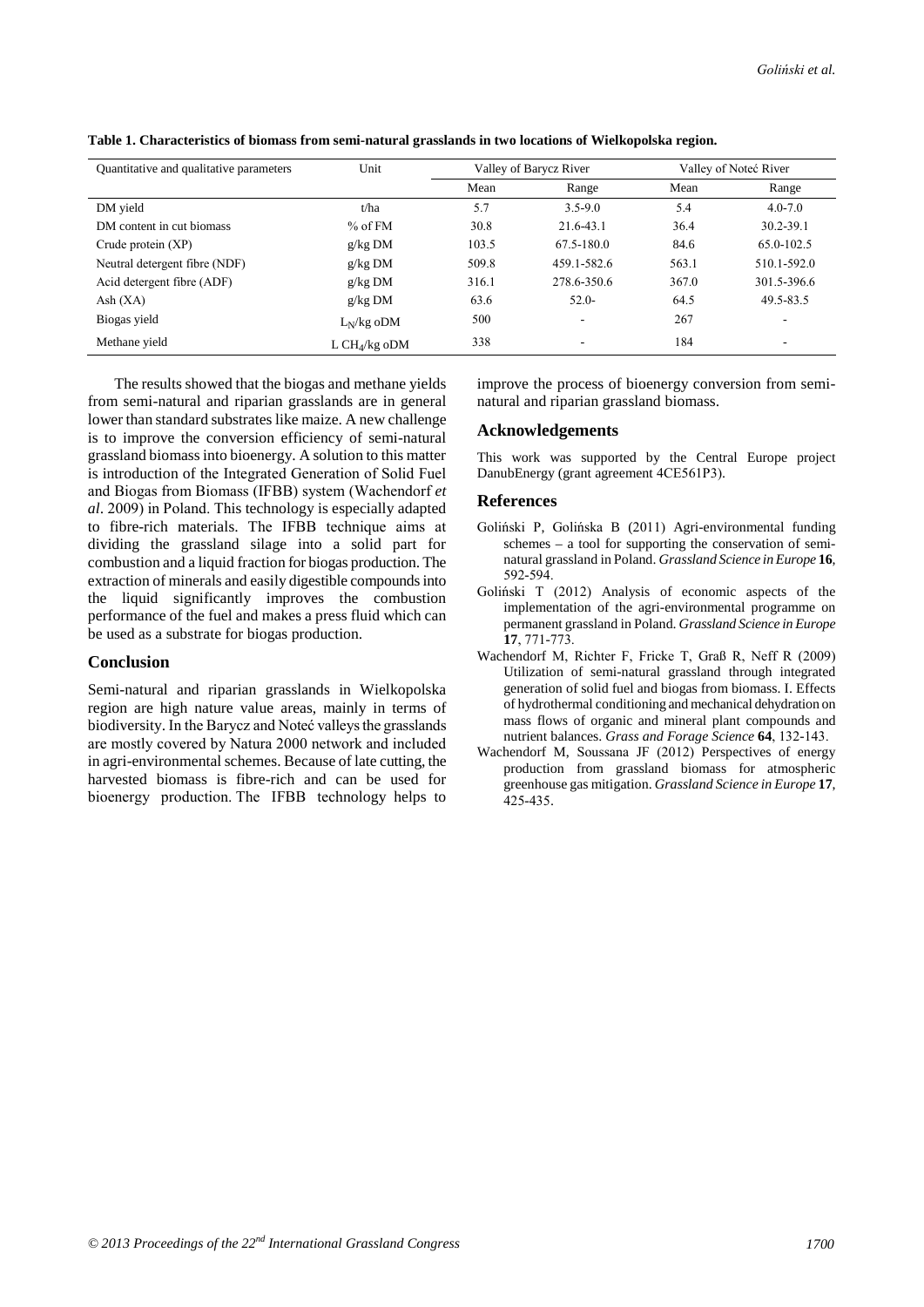**Table 1. Characteristics of biomass from semi-natural grasslands in two locations of Wielkopolska region.**

| Quantitative and qualitative parameters | Unit | Valley of Barycz River | | Valley of Noteć River | |
|---|---|---|---|---|---|
| | | Mean | Range | Mean | Range |
| DM yield | t/ha | 5.7 | 3.5-9.0 | 5.4 | 4.0-7.0 |
| DM content in cut biomass | % of FM | 30.8 | 21.6-43.1 | 36.4 | 30.2-39.1 |
| Crude protein (XP) | g/kg DM | 103.5 | 67.5-180.0 | 84.6 | 65.0-102.5 |
| Neutral detergent fibre (NDF) | g/kg DM | 509.8 | 459.1-582.6 | 563.1 | 510.1-592.0 |
| Acid detergent fibre (ADF) | g/kg DM | 316.1 | 278.6-350.6 | 367.0 | 301.5-396.6 |
| Ash (XA) | g/kg DM | 63.6 | 52.0- | 64.5 | 49.5-83.5 |
| Biogas yield | $L_N$/kg oDM | 500 | - | 267 | - |
| Methane yield | L $CH_4$/kg oDM | 338 | - | 184 | - |

The results showed that the biogas and methane yields from semi-natural and riparian grasslands are in general lower than standard substrates like maize. A new challenge is to improve the conversion efficiency of semi-natural grassland biomass into bioenergy. A solution to this matter is introduction of the Integrated Generation of Solid Fuel and Biogas from Biomass (IFBB) system (Wachendorf *et al*. 2009) in Poland. This technology is especially adapted to fibre-rich materials. The IFBB technique aims at dividing the grassland silage into a solid part for combustion and a liquid fraction for biogas production. The extraction of minerals and easily digestible compounds into the liquid significantly improves the combustion performance of the fuel and makes a press fluid which can be used as a substrate for biogas production.

## Conclusion

Semi-natural and riparian grasslands in Wielkopolska region are high nature value areas, mainly in terms of biodiversity. In the Barycz and Noteć valleys the grasslands are mostly covered by Natura 2000 network and included in agri-environmental schemes. Because of late cutting, the harvested biomass is fibre-rich and can be used for bioenergy production. The IFBB technology helps to improve the process of bioenergy conversion from semi-natural and riparian grassland biomass.

## Acknowledgements

This work was supported by the Central Europe project DanubEnergy (grant agreement 4CE561P3).

## References

Goliński P, Golińska B (2011) Agri-environmental funding schemes – a tool for supporting the conservation of semi-natural grassland in Poland. *Grassland Science in Europe* **16**, 592-594.

Goliński T (2012) Analysis of economic aspects of the implementation of the agri-environmental programme on permanent grassland in Poland. *Grassland Science in Europe* **17**, 771-773.

Wachendorf M, Richter F, Fricke T, Graß R, Neff R (2009) Utilization of semi-natural grassland through integrated generation of solid fuel and biogas from biomass. I. Effects of hydrothermal conditioning and mechanical dehydration on mass flows of organic and mineral plant compounds and nutrient balances. *Grass and Forage Science* **64**, 132-143.

Wachendorf M, Soussana JF (2012) Perspectives of energy production from grassland biomass for atmospheric greenhouse gas mitigation. *Grassland Science in Europe* **17**, 425-435.